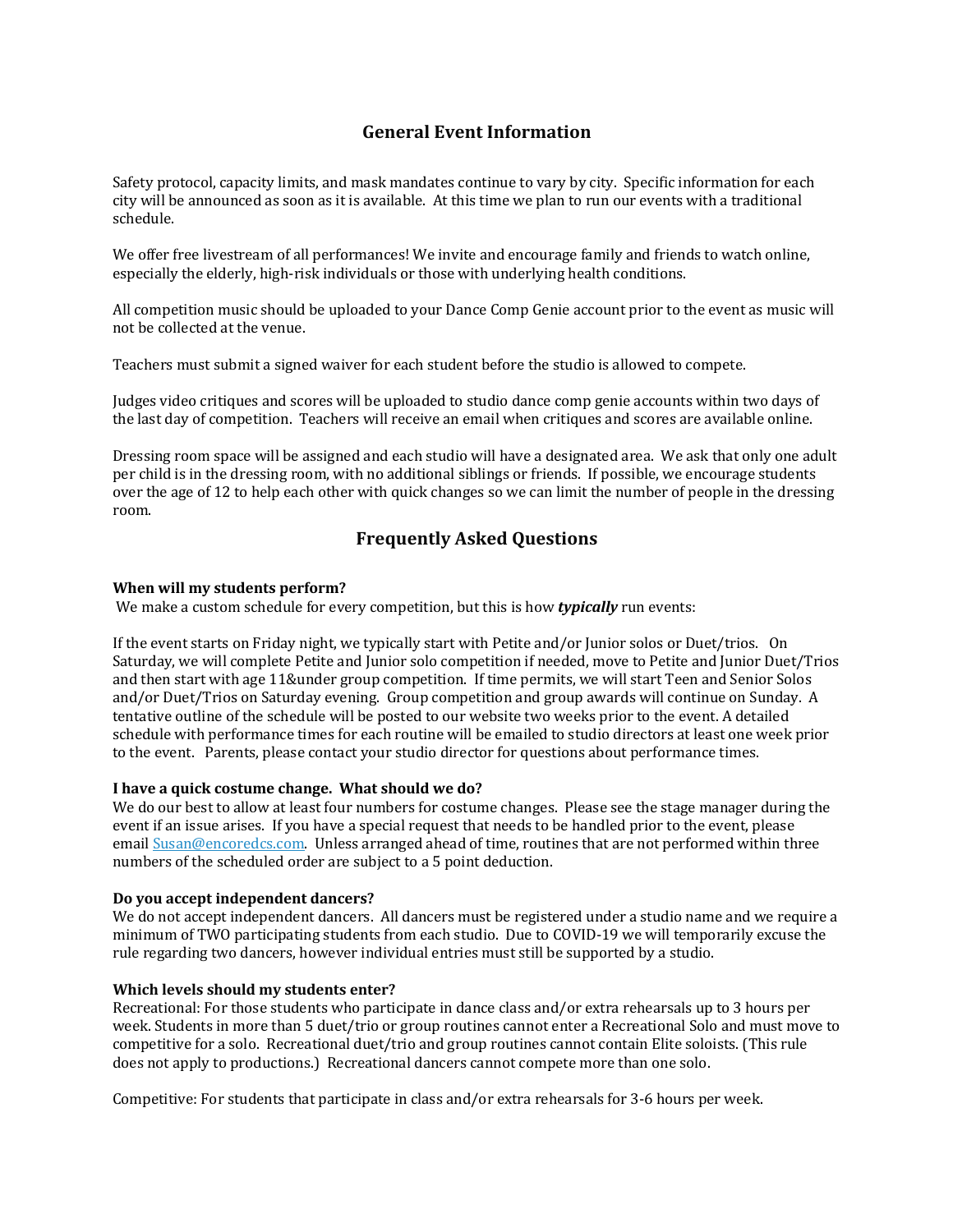## General Event Information

Safety protocol, capacity limits, and mask mandates continue to vary by city. Specific information for each city will be announced as soon as it is available. At this time we plan to run our events with a traditional schedule.

We offer free livestream of all performances! We invite and encourage family and friends to watch online, especially the elderly, high-risk individuals or those with underlying health conditions.

All competition music should be uploaded to your Dance Comp Genie account prior to the event as music will not be collected at the venue.

Teachers must submit a signed waiver for each student before the studio is allowed to compete.

Judges video critiques and scores will be uploaded to studio dance comp genie accounts within two days of the last day of competition. Teachers will receive an email when critiques and scores are available online.

Dressing room space will be assigned and each studio will have a designated area. We ask that only one adult per child is in the dressing room, with no additional siblings or friends. If possible, we encourage students over the age of 12 to help each other with quick changes so we can limit the number of people in the dressing room.

## Frequently Asked Questions

**When will my students perform?**
We make a custom schedule for every competition, but this is how ***typically*** run events:

If the event starts on Friday night, we typically start with Petite and/or Junior solos or Duet/trios. On Saturday, we will complete Petite and Junior solo competition if needed, move to Petite and Junior Duet/Trios and then start with age 11&under group competition. If time permits, we will start Teen and Senior Solos and/or Duet/Trios on Saturday evening. Group competition and group awards will continue on Sunday. A tentative outline of the schedule will be posted to our website two weeks prior to the event. A detailed schedule with performance times for each routine will be emailed to studio directors at least one week prior to the event. Parents, please contact your studio director for questions about performance times.

**I have a quick costume change. What should we do?**
We do our best to allow at least four numbers for costume changes. Please see the stage manager during the event if an issue arises. If you have a special request that needs to be handled prior to the event, please email Susan@encoredcs.com. Unless arranged ahead of time, routines that are not performed within three numbers of the scheduled order are subject to a 5 point deduction.

**Do you accept independent dancers?**
We do not accept independent dancers. All dancers must be registered under a studio name and we require a minimum of TWO participating students from each studio. Due to COVID-19 we will temporarily excuse the rule regarding two dancers, however individual entries must still be supported by a studio.

**Which levels should my students enter?**
Recreational: For those students who participate in dance class and/or extra rehearsals up to 3 hours per week. Students in more than 5 duet/trio or group routines cannot enter a Recreational Solo and must move to competitive for a solo. Recreational duet/trio and group routines cannot contain Elite soloists. (This rule does not apply to productions.) Recreational dancers cannot compete more than one solo.

Competitive: For students that participate in class and/or extra rehearsals for 3-6 hours per week.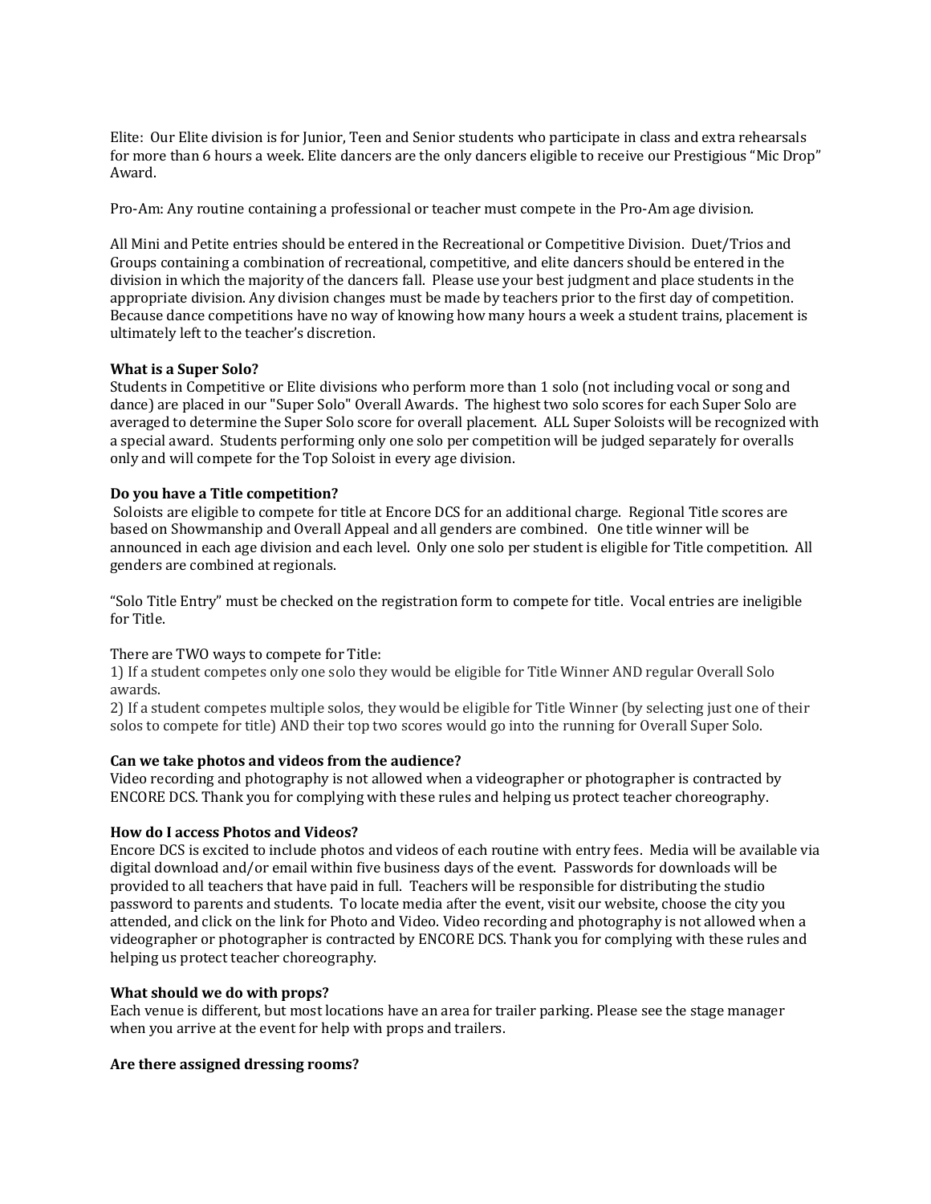Elite: Our Elite division is for Junior, Teen and Senior students who participate in class and extra rehearsals for more than 6 hours a week. Elite dancers are the only dancers eligible to receive our Prestigious "Mic Drop" Award.

Pro-Am: Any routine containing a professional or teacher must compete in the Pro-Am age division.

All Mini and Petite entries should be entered in the Recreational or Competitive Division. Duet/Trios and Groups containing a combination of recreational, competitive, and elite dancers should be entered in the division in which the majority of the dancers fall. Please use your best judgment and place students in the appropriate division. Any division changes must be made by teachers prior to the first day of competition. Because dance competitions have no way of knowing how many hours a week a student trains, placement is ultimately left to the teacher's discretion.

**What is a Super Solo?**

Students in Competitive or Elite divisions who perform more than 1 solo (not including vocal or song and dance) are placed in our "Super Solo" Overall Awards. The highest two solo scores for each Super Solo are averaged to determine the Super Solo score for overall placement. ALL Super Soloists will be recognized with a special award. Students performing only one solo per competition will be judged separately for overalls only and will compete for the Top Soloist in every age division.

**Do you have a Title competition?**

Soloists are eligible to compete for title at Encore DCS for an additional charge. Regional Title scores are based on Showmanship and Overall Appeal and all genders are combined. One title winner will be announced in each age division and each level. Only one solo per student is eligible for Title competition. All genders are combined at regionals.

"Solo Title Entry" must be checked on the registration form to compete for title. Vocal entries are ineligible for Title.

There are TWO ways to compete for Title:

1) If a student competes only one solo they would be eligible for Title Winner AND regular Overall Solo awards.

2) If a student competes multiple solos, they would be eligible for Title Winner (by selecting just one of their solos to compete for title) AND their top two scores would go into the running for Overall Super Solo.

**Can we take photos and videos from the audience?**

Video recording and photography is not allowed when a videographer or photographer is contracted by ENCORE DCS. Thank you for complying with these rules and helping us protect teacher choreography.

**How do I access Photos and Videos?**

Encore DCS is excited to include photos and videos of each routine with entry fees. Media will be available via digital download and/or email within five business days of the event. Passwords for downloads will be provided to all teachers that have paid in full. Teachers will be responsible for distributing the studio password to parents and students. To locate media after the event, visit our website, choose the city you attended, and click on the link for Photo and Video. Video recording and photography is not allowed when a videographer or photographer is contracted by ENCORE DCS. Thank you for complying with these rules and helping us protect teacher choreography.

**What should we do with props?**

Each venue is different, but most locations have an area for trailer parking. Please see the stage manager when you arrive at the event for help with props and trailers.

**Are there assigned dressing rooms?**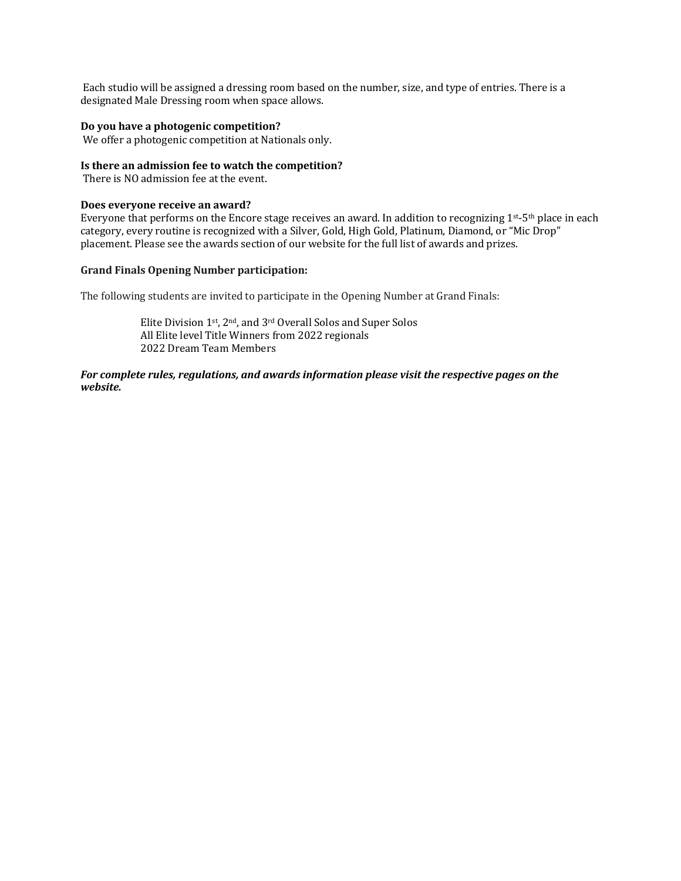Each studio will be assigned a dressing room based on the number, size, and type of entries. There is a designated Male Dressing room when space allows.

**Do you have a photogenic competition?**
We offer a photogenic competition at Nationals only.

**Is there an admission fee to watch the competition?**
There is NO admission fee at the event.

**Does everyone receive an award?**
Everyone that performs on the Encore stage receives an award. In addition to recognizing 1st-5th place in each category, every routine is recognized with a Silver, Gold, High Gold, Platinum, Diamond, or "Mic Drop" placement. Please see the awards section of our website for the full list of awards and prizes.

**Grand Finals Opening Number participation:**

The following students are invited to participate in the Opening Number at Grand Finals:

Elite Division 1st, 2nd, and 3rd Overall Solos and Super Solos
All Elite level Title Winners from 2022 regionals
2022 Dream Team Members

***For complete rules, regulations, and awards information please visit the respective pages on the website.***